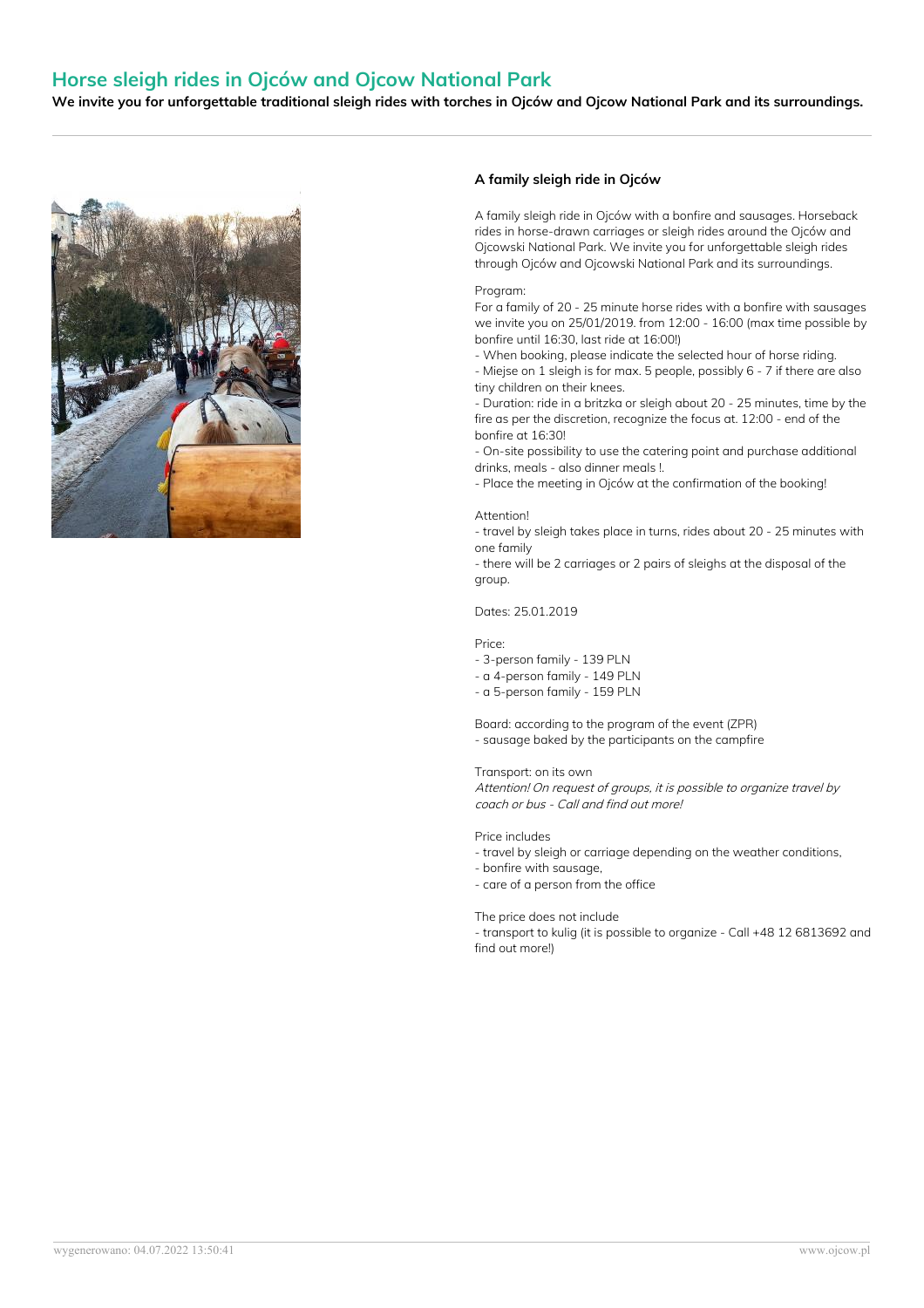# Horse sleigh rides in Ojców and Ojcow National Park

**We invite you for unforgettable traditional sleigh rides with torches in Ojców and Ojcow National Park and its surroundings.**

### A family sleigh ride in Ojców

A family sleigh ride in Ojców with a bonfire and sausages. Horseback rides in horse-drawn carriages or sleigh rides around the Ojców and Ojcowski National Park. We invite you for unforgettable sleigh rides through Ojców and Ojcowski National Park and its surroundings.

Program:
For a family of 20 - 25 minute horse rides with a bonfire with sausages we invite you on 25/01/2019. from 12:00 - 16:00 (max time possible by bonfire until 16:30, last ride at 16:00!)
- When booking, please indicate the selected hour of horse riding.
- Miejse on 1 sleigh is for max. 5 people, possibly 6 - 7 if there are also tiny children on their knees.
- Duration: ride in a britzka or sleigh about 20 - 25 minutes, time by the fire as per the discretion, recognize the focus at. 12:00 - end of the bonfire at 16:30!
- On-site possibility to use the catering point and purchase additional drinks, meals - also dinner meals !.
- Place the meeting in Ojców at the confirmation of the booking!

Attention!
- travel by sleigh takes place in turns, rides about 20 - 25 minutes with one family
- there will be 2 carriages or 2 pairs of sleighs at the disposal of the group.

Dates: 25.01.2019

Price:
- 3-person family - 139 PLN
- a 4-person family - 149 PLN
- a 5-person family - 159 PLN

Board: according to the program of the event (ZPR)
- sausage baked by the participants on the campfire

Transport: on its own
*Attention! On request of groups, it is possible to organize travel by coach or bus - Call and find out more!*

Price includes
- travel by sleigh or carriage depending on the weather conditions,
- bonfire with sausage,
- care of a person from the office

The price does not include
- transport to kulig (it is possible to organize - Call +48 12 6813692 and find out more!)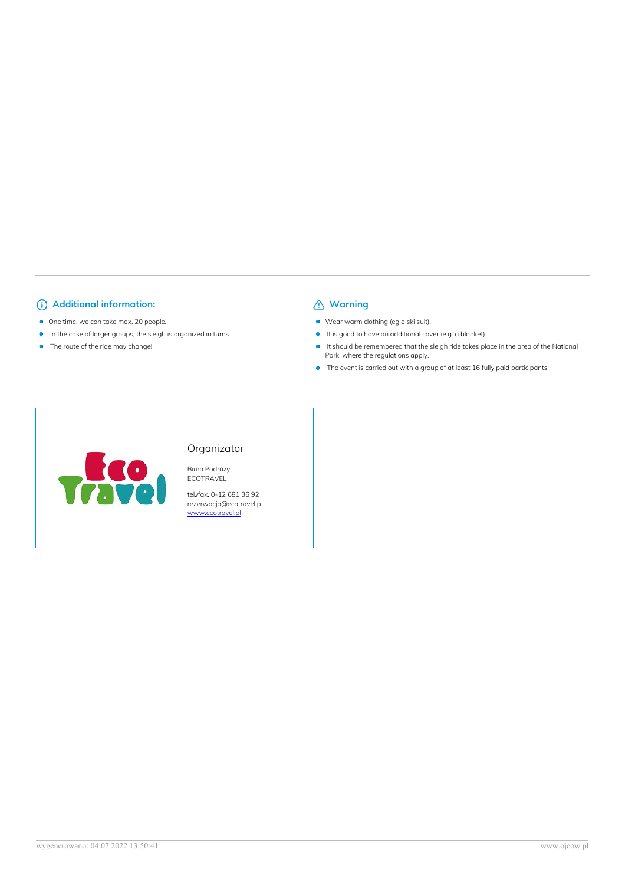## Additional information:

- One time, we can take max. 20 people.
- In the case of larger groups, the sleigh is organized in turns.
- The route of the ride may change!

## Warning

- Wear warm clothing (eg a ski suit),
- It is good to have an additional cover (e.g. a blanket).
- It should be remembered that the sleigh ride takes place in the area of the National Park, where the regulations apply.
- The event is carried out with a group of at least 16 fully paid participants.

### Organizator

Biuro Podróży
ECOTRAVEL

tel./fax. 0-12 681 36 92
rezerwacja@ecotravel.p
www.ecotravel.pl

wygenerowano: 04.07.2022 13:50:41